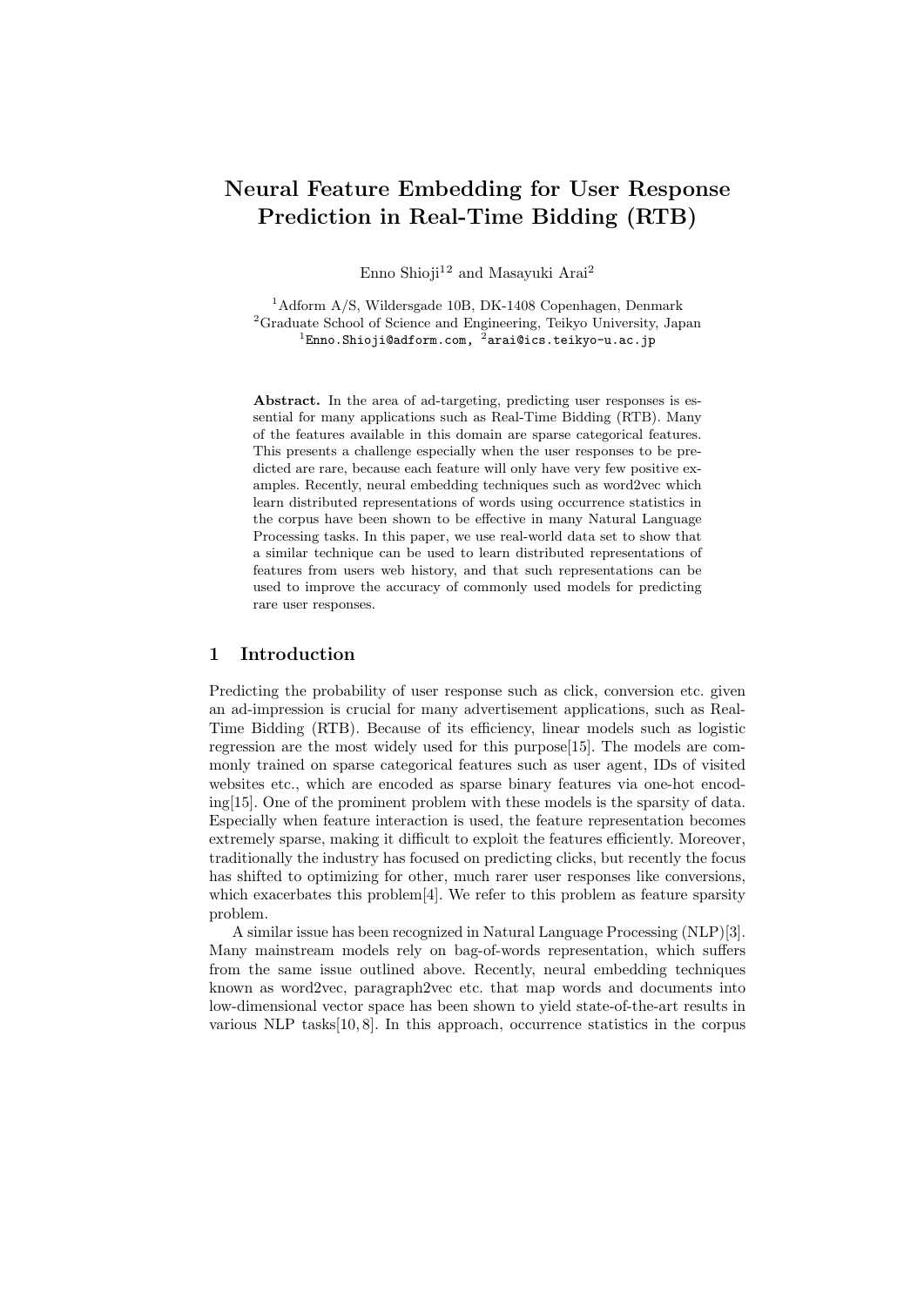# Neural Feature Embedding for User Response Prediction in Real-Time Bidding (RTB)

Enno Shioji[1,2] and Masayuki Arai[2]

[1] Adform A/S, Wildersgade 10B, DK-1408 Copenhagen, Denmark
[2] Graduate School of Science and Engineering, Teikyo University, Japan
[1] Enno.Shioji@adform.com, [2] arai@ics.teikyo-u.ac.jp

**Abstract.** In the area of ad-targeting, predicting user responses is essential for many applications such as Real-Time Bidding (RTB). Many of the features available in this domain are sparse categorical features. This presents a challenge especially when the user responses to be predicted are rare, because each feature will only have very few positive examples. Recently, neural embedding techniques such as word2vec which learn distributed representations of words using occurrence statistics in the corpus have been shown to be effective in many Natural Language Processing tasks. In this paper, we use real-world data set to show that a similar technique can be used to learn distributed representations of features from users web history, and that such representations can be used to improve the accuracy of commonly used models for predicting rare user responses.

## 1 Introduction

Predicting the probability of user response such as click, conversion etc. given an ad-impression is crucial for many advertisement applications, such as Real-Time Bidding (RTB). Because of its efficiency, linear models such as logistic regression are the most widely used for this purpose[15]. The models are commonly trained on sparse categorical features such as user agent, IDs of visited websites etc., which are encoded as sparse binary features via one-hot encoding[15]. One of the prominent problem with these models is the sparsity of data. Especially when feature interaction is used, the feature representation becomes extremely sparse, making it difficult to exploit the features efficiently. Moreover, traditionally the industry has focused on predicting clicks, but recently the focus has shifted to optimizing for other, much rarer user responses like conversions, which exacerbates this problem[4]. We refer to this problem as feature sparsity problem.

A similar issue has been recognized in Natural Language Processing (NLP)[3]. Many mainstream models rely on bag-of-words representation, which suffers from the same issue outlined above. Recently, neural embedding techniques known as word2vec, paragraph2vec etc. that map words and documents into low-dimensional vector space has been shown to yield state-of-the-art results in various NLP tasks[10, 8]. In this approach, occurrence statistics in the corpus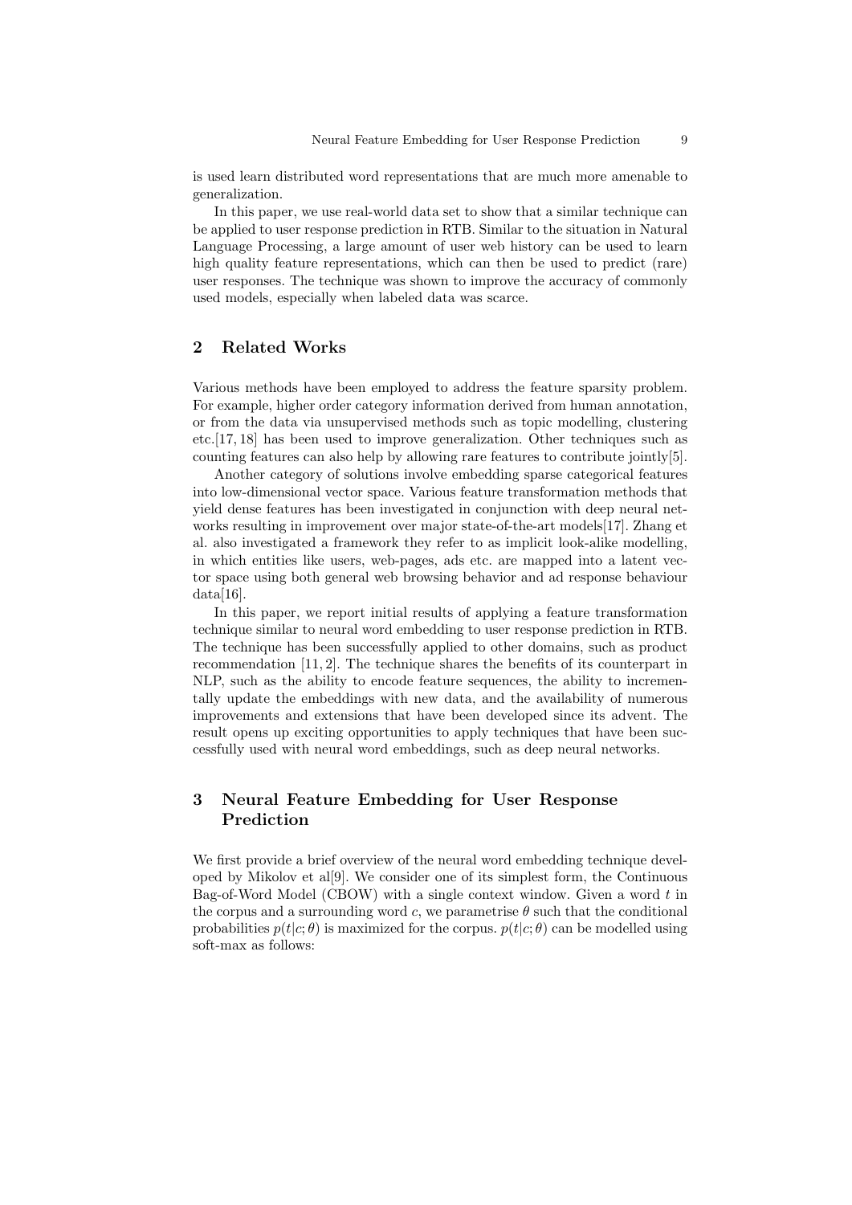is used learn distributed word representations that are much more amenable to generalization.

In this paper, we use real-world data set to show that a similar technique can be applied to user response prediction in RTB. Similar to the situation in Natural Language Processing, a large amount of user web history can be used to learn high quality feature representations, which can then be used to predict (rare) user responses. The technique was shown to improve the accuracy of commonly used models, especially when labeled data was scarce.

## 2 Related Works

Various methods have been employed to address the feature sparsity problem. For example, higher order category information derived from human annotation, or from the data via unsupervised methods such as topic modelling, clustering etc.[17, 18] has been used to improve generalization. Other techniques such as counting features can also help by allowing rare features to contribute jointly[5].

Another category of solutions involve embedding sparse categorical features into low-dimensional vector space. Various feature transformation methods that yield dense features has been investigated in conjunction with deep neural networks resulting in improvement over major state-of-the-art models[17]. Zhang et al. also investigated a framework they refer to as implicit look-alike modelling, in which entities like users, web-pages, ads etc. are mapped into a latent vector space using both general web browsing behavior and ad response behaviour data[16].

In this paper, we report initial results of applying a feature transformation technique similar to neural word embedding to user response prediction in RTB. The technique has been successfully applied to other domains, such as product recommendation [11, 2]. The technique shares the benefits of its counterpart in NLP, such as the ability to encode feature sequences, the ability to incrementally update the embeddings with new data, and the availability of numerous improvements and extensions that have been developed since its advent. The result opens up exciting opportunities to apply techniques that have been successfully used with neural word embeddings, such as deep neural networks.

## 3 Neural Feature Embedding for User Response Prediction

We first provide a brief overview of the neural word embedding technique developed by Mikolov et al[9]. We consider one of its simplest form, the Continuous Bag-of-Word Model (CBOW) with a single context window. Given a word $t$ in the corpus and a surrounding word $c$, we parametrise $\theta$ such that the conditional probabilities $p(t|c;\theta)$ is maximized for the corpus. $p(t|c;\theta)$ can be modelled using soft-max as follows: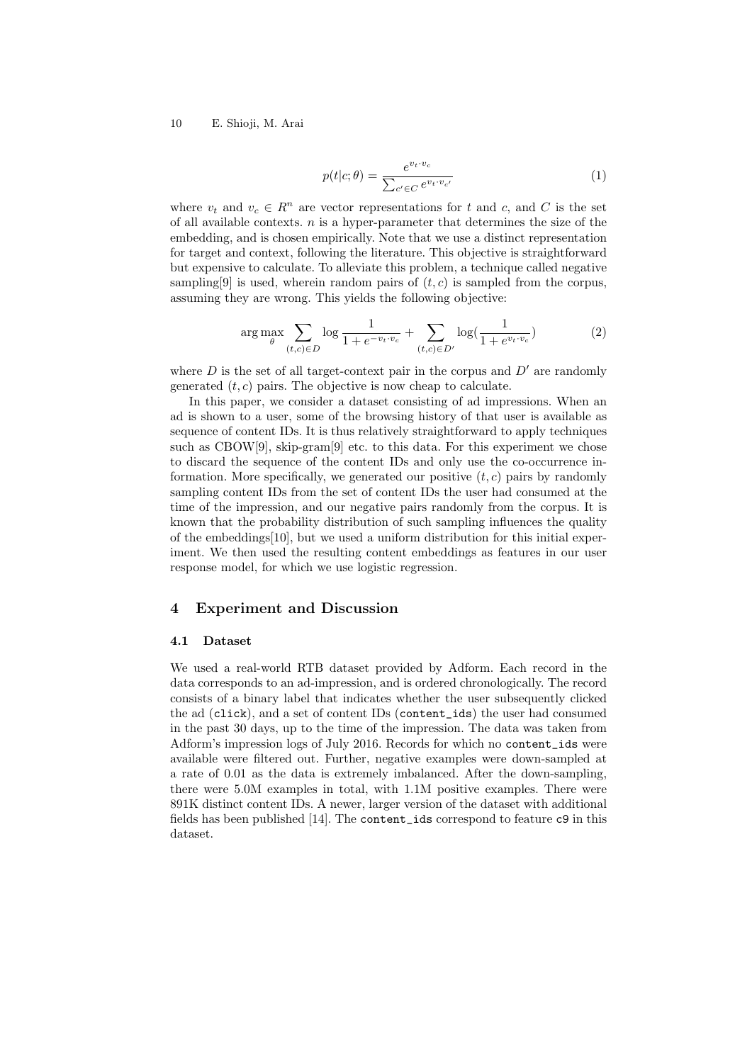$$p(t|c;\theta) = \frac{e^{v_t \cdot v_c}}{\sum_{c' \in C} e^{v_t \cdot v_{c'}}} \tag{1}$$

where $v_t$ and $v_c \in R^n$ are vector representations for $t$ and $c$, and $C$ is the set of all available contexts. $n$ is a hyper-parameter that determines the size of the embedding, and is chosen empirically. Note that we use a distinct representation for target and context, following the literature. This objective is straightforward but expensive to calculate. To alleviate this problem, a technique called negative sampling[9] is used, wherein random pairs of $(t, c)$ is sampled from the corpus, assuming they are wrong. This yields the following objective:

$$\arg\max_{\theta} \sum_{(t,c)\in D} \log \frac{1}{1 + e^{-v_t \cdot v_c}} + \sum_{(t,c)\in D'} \log(\frac{1}{1 + e^{v_t \cdot v_c}}) \tag{2}$$

where $D$ is the set of all target-context pair in the corpus and $D'$ are randomly generated $(t, c)$ pairs. The objective is now cheap to calculate.

In this paper, we consider a dataset consisting of ad impressions. When an ad is shown to a user, some of the browsing history of that user is available as sequence of content IDs. It is thus relatively straightforward to apply techniques such as CBOW[9], skip-gram[9] etc. to this data. For this experiment we chose to discard the sequence of the content IDs and only use the co-occurrence information. More specifically, we generated our positive $(t, c)$ pairs by randomly sampling content IDs from the set of content IDs the user had consumed at the time of the impression, and our negative pairs randomly from the corpus. It is known that the probability distribution of such sampling influences the quality of the embeddings[10], but we used a uniform distribution for this initial experiment. We then used the resulting content embeddings as features in our user response model, for which we use logistic regression.

## 4 Experiment and Discussion

### 4.1 Dataset

We used a real-world RTB dataset provided by Adform. Each record in the data corresponds to an ad-impression, and is ordered chronologically. The record consists of a binary label that indicates whether the user subsequently clicked the ad (`click`), and a set of content IDs (`content_ids`) the user had consumed in the past 30 days, up to the time of the impression. The data was taken from Adform's impression logs of July 2016. Records for which no `content_ids` were available were filtered out. Further, negative examples were down-sampled at a rate of 0.01 as the data is extremely imbalanced. After the down-sampling, there were 5.0M examples in total, with 1.1M positive examples. There were 891K distinct content IDs. A newer, larger version of the dataset with additional fields has been published [14]. The `content_ids` correspond to feature `c9` in this dataset.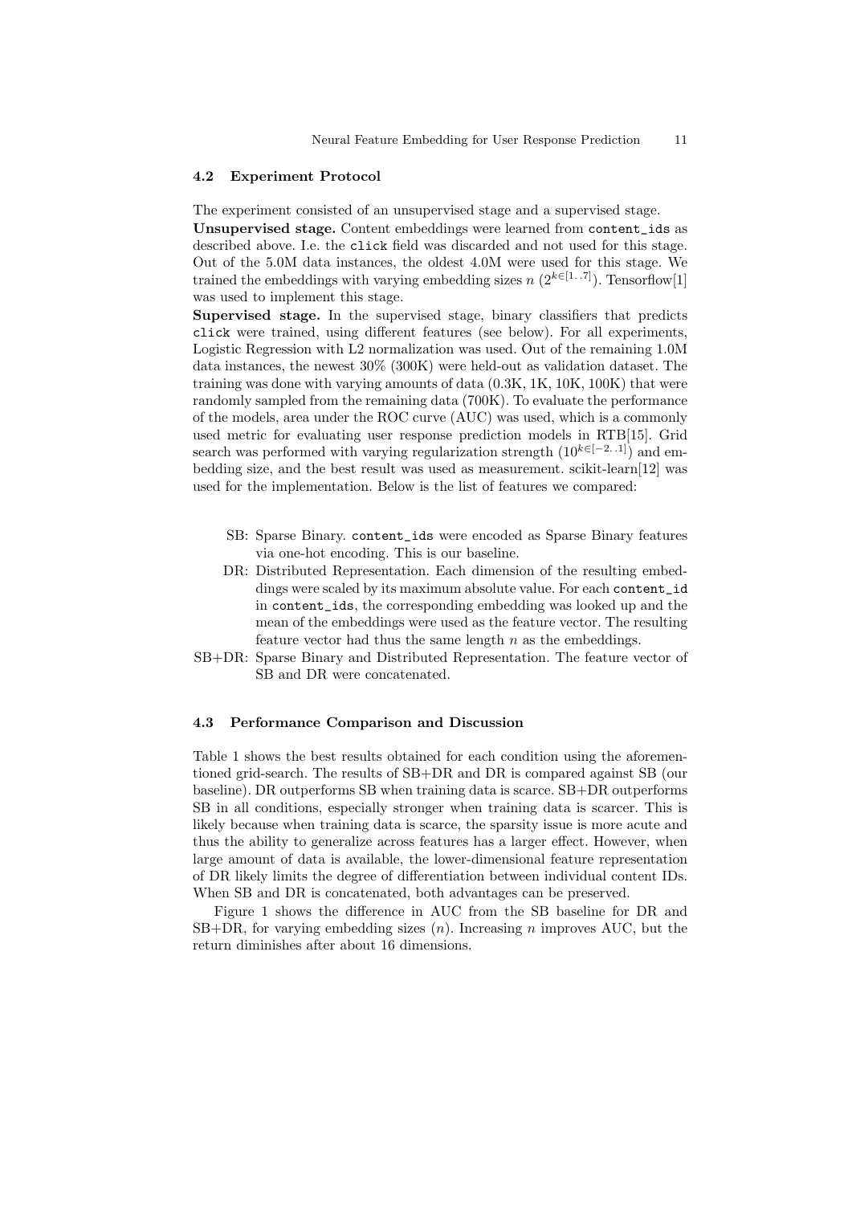### 4.2 Experiment Protocol

The experiment consisted of an unsupervised stage and a supervised stage.

**Unsupervised stage.** Content embeddings were learned from `content_ids` as described above. I.e. the `click` field was discarded and not used for this stage. Out of the 5.0M data instances, the oldest 4.0M were used for this stage. We trained the embeddings with varying embedding sizes $n$ ($2^{k\in[1..7]}$). Tensorflow[1] was used to implement this stage.

**Supervised stage.** In the supervised stage, binary classifiers that predicts `click` were trained, using different features (see below). For all experiments, Logistic Regression with L2 normalization was used. Out of the remaining 1.0M data instances, the newest 30% (300K) were held-out as validation dataset. The training was done with varying amounts of data (0.3K, 1K, 10K, 100K) that were randomly sampled from the remaining data (700K). To evaluate the performance of the models, area under the ROC curve (AUC) was used, which is a commonly used metric for evaluating user response prediction models in RTB[15]. Grid search was performed with varying regularization strength ($10^{k\in[-2..1]}$) and embedding size, and the best result was used as measurement. scikit-learn[12] was used for the implementation. Below is the list of features we compared:

- SB: Sparse Binary. `content_ids` were encoded as Sparse Binary features via one-hot encoding. This is our baseline.
- DR: Distributed Representation. Each dimension of the resulting embeddings were scaled by its maximum absolute value. For each `content_id` in `content_ids`, the corresponding embedding was looked up and the mean of the embeddings were used as the feature vector. The resulting feature vector had thus the same length $n$ as the embeddings.
- SB+DR: Sparse Binary and Distributed Representation. The feature vector of SB and DR were concatenated.

### 4.3 Performance Comparison and Discussion

Table 1 shows the best results obtained for each condition using the aforementioned grid-search. The results of SB+DR and DR is compared against SB (our baseline). DR outperforms SB when training data is scarce. SB+DR outperforms SB in all conditions, especially stronger when training data is scarcer. This is likely because when training data is scarce, the sparsity issue is more acute and thus the ability to generalize across features has a larger effect. However, when large amount of data is available, the lower-dimensional feature representation of DR likely limits the degree of differentiation between individual content IDs. When SB and DR is concatenated, both advantages can be preserved.

Figure 1 shows the difference in AUC from the SB baseline for DR and SB+DR, for varying embedding sizes ($n$). Increasing $n$ improves AUC, but the return diminishes after about 16 dimensions.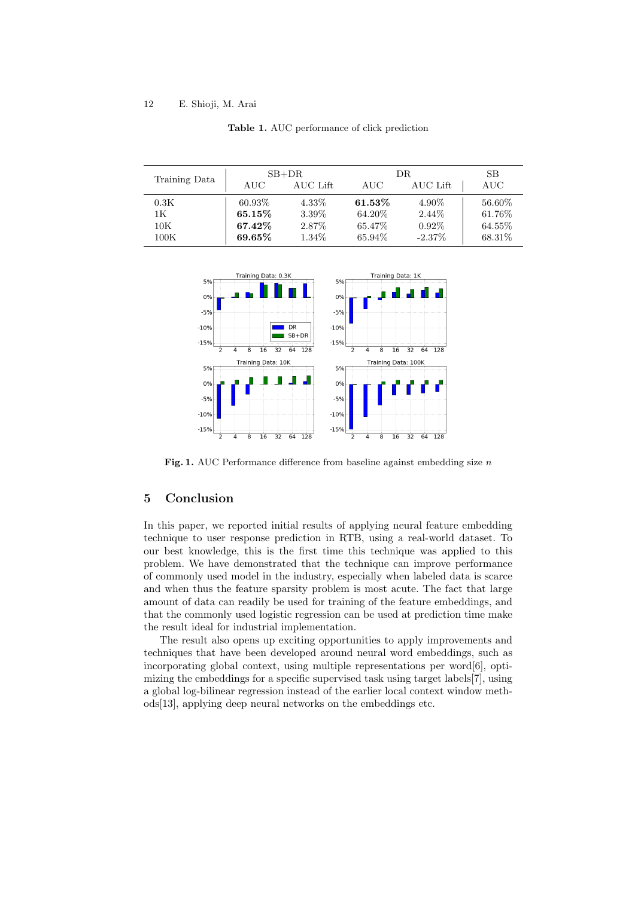**Table 1.** AUC performance of click prediction

| Training Data | SB+DR | | DR | | SB |
|---|---|---|---|---|---|
| | AUC | AUC Lift | AUC | AUC Lift | AUC |
| 0.3K | 60.93% | 4.33% | **61.53%** | 4.90% | 56.60% |
| 1K | **65.15%** | 3.39% | 64.20% | 2.44% | 61.76% |
| 10K | **67.42%** | 2.87% | 65.47% | 0.92% | 64.55% |
| 100K | **69.65%** | 1.34% | 65.94% | -2.37% | 68.31% |

**Fig. 1.** AUC Performance difference from baseline against embedding size $n$

## 5 Conclusion

In this paper, we reported initial results of applying neural feature embedding technique to user response prediction in RTB, using a real-world dataset. To our best knowledge, this is the first time this technique was applied to this problem. We have demonstrated that the technique can improve performance of commonly used model in the industry, especially when labeled data is scarce and when thus the feature sparsity problem is most acute. The fact that large amount of data can readily be used for training of the feature embeddings, and that the commonly used logistic regression can be used at prediction time make the result ideal for industrial implementation.

The result also opens up exciting opportunities to apply improvements and techniques that have been developed around neural word embeddings, such as incorporating global context, using multiple representations per word[6], optimizing the embeddings for a specific supervised task using target labels[7], using a global log-bilinear regression instead of the earlier local context window methods[13], applying deep neural networks on the embeddings etc.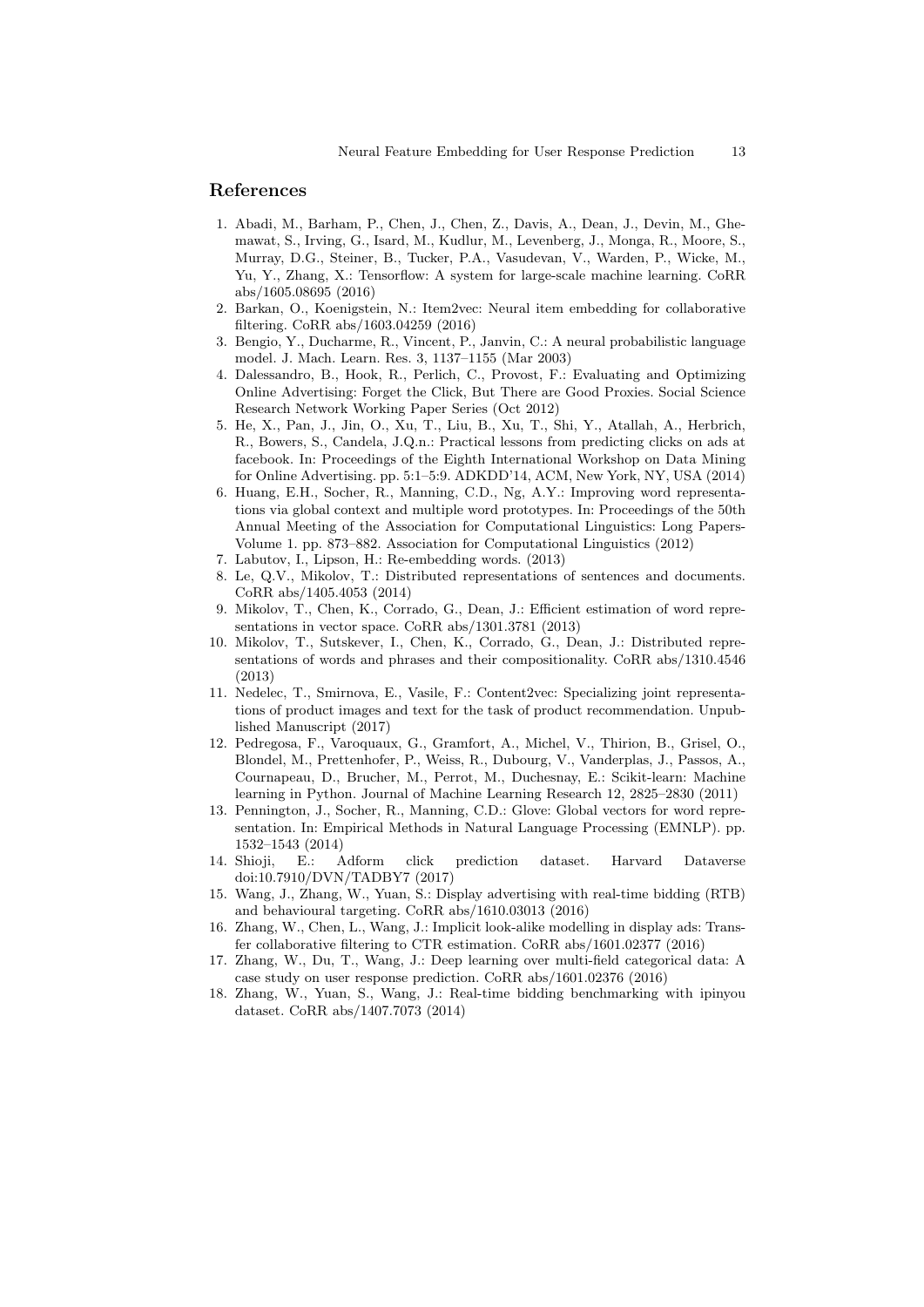## References

1. Abadi, M., Barham, P., Chen, J., Chen, Z., Davis, A., Dean, J., Devin, M., Ghemawat, S., Irving, G., Isard, M., Kudlur, M., Levenberg, J., Monga, R., Moore, S., Murray, D.G., Steiner, B., Tucker, P.A., Vasudevan, V., Warden, P., Wicke, M., Yu, Y., Zhang, X.: Tensorflow: A system for large-scale machine learning. CoRR abs/1605.08695 (2016)
2. Barkan, O., Koenigstein, N.: Item2vec: Neural item embedding for collaborative filtering. CoRR abs/1603.04259 (2016)
3. Bengio, Y., Ducharme, R., Vincent, P., Janvin, C.: A neural probabilistic language model. J. Mach. Learn. Res. 3, 1137–1155 (Mar 2003)
4. Dalessandro, B., Hook, R., Perlich, C., Provost, F.: Evaluating and Optimizing Online Advertising: Forget the Click, But There are Good Proxies. Social Science Research Network Working Paper Series (Oct 2012)
5. He, X., Pan, J., Jin, O., Xu, T., Liu, B., Xu, T., Shi, Y., Atallah, A., Herbrich, R., Bowers, S., Candela, J.Q.n.: Practical lessons from predicting clicks on ads at facebook. In: Proceedings of the Eighth International Workshop on Data Mining for Online Advertising. pp. 5:1–5:9. ADKDD'14, ACM, New York, NY, USA (2014)
6. Huang, E.H., Socher, R., Manning, C.D., Ng, A.Y.: Improving word representations via global context and multiple word prototypes. In: Proceedings of the 50th Annual Meeting of the Association for Computational Linguistics: Long Papers-Volume 1. pp. 873–882. Association for Computational Linguistics (2012)
7. Labutov, I., Lipson, H.: Re-embedding words. (2013)
8. Le, Q.V., Mikolov, T.: Distributed representations of sentences and documents. CoRR abs/1405.4053 (2014)
9. Mikolov, T., Chen, K., Corrado, G., Dean, J.: Efficient estimation of word representations in vector space. CoRR abs/1301.3781 (2013)
10. Mikolov, T., Sutskever, I., Chen, K., Corrado, G., Dean, J.: Distributed representations of words and phrases and their compositionality. CoRR abs/1310.4546 (2013)
11. Nedelec, T., Smirnova, E., Vasile, F.: Content2vec: Specializing joint representations of product images and text for the task of product recommendation. Unpublished Manuscript (2017)
12. Pedregosa, F., Varoquaux, G., Gramfort, A., Michel, V., Thirion, B., Grisel, O., Blondel, M., Prettenhofer, P., Weiss, R., Dubourg, V., Vanderplas, J., Passos, A., Cournapeau, D., Brucher, M., Perrot, M., Duchesnay, E.: Scikit-learn: Machine learning in Python. Journal of Machine Learning Research 12, 2825–2830 (2011)
13. Pennington, J., Socher, R., Manning, C.D.: Glove: Global vectors for word representation. In: Empirical Methods in Natural Language Processing (EMNLP). pp. 1532–1543 (2014)
14. Shioji, E.: Adform click prediction dataset. Harvard Dataverse doi:10.7910/DVN/TADBY7 (2017)
15. Wang, J., Zhang, W., Yuan, S.: Display advertising with real-time bidding (RTB) and behavioural targeting. CoRR abs/1610.03013 (2016)
16. Zhang, W., Chen, L., Wang, J.: Implicit look-alike modelling in display ads: Transfer collaborative filtering to CTR estimation. CoRR abs/1601.02377 (2016)
17. Zhang, W., Du, T., Wang, J.: Deep learning over multi-field categorical data: A case study on user response prediction. CoRR abs/1601.02376 (2016)
18. Zhang, W., Yuan, S., Wang, J.: Real-time bidding benchmarking with ipinyou dataset. CoRR abs/1407.7073 (2014)